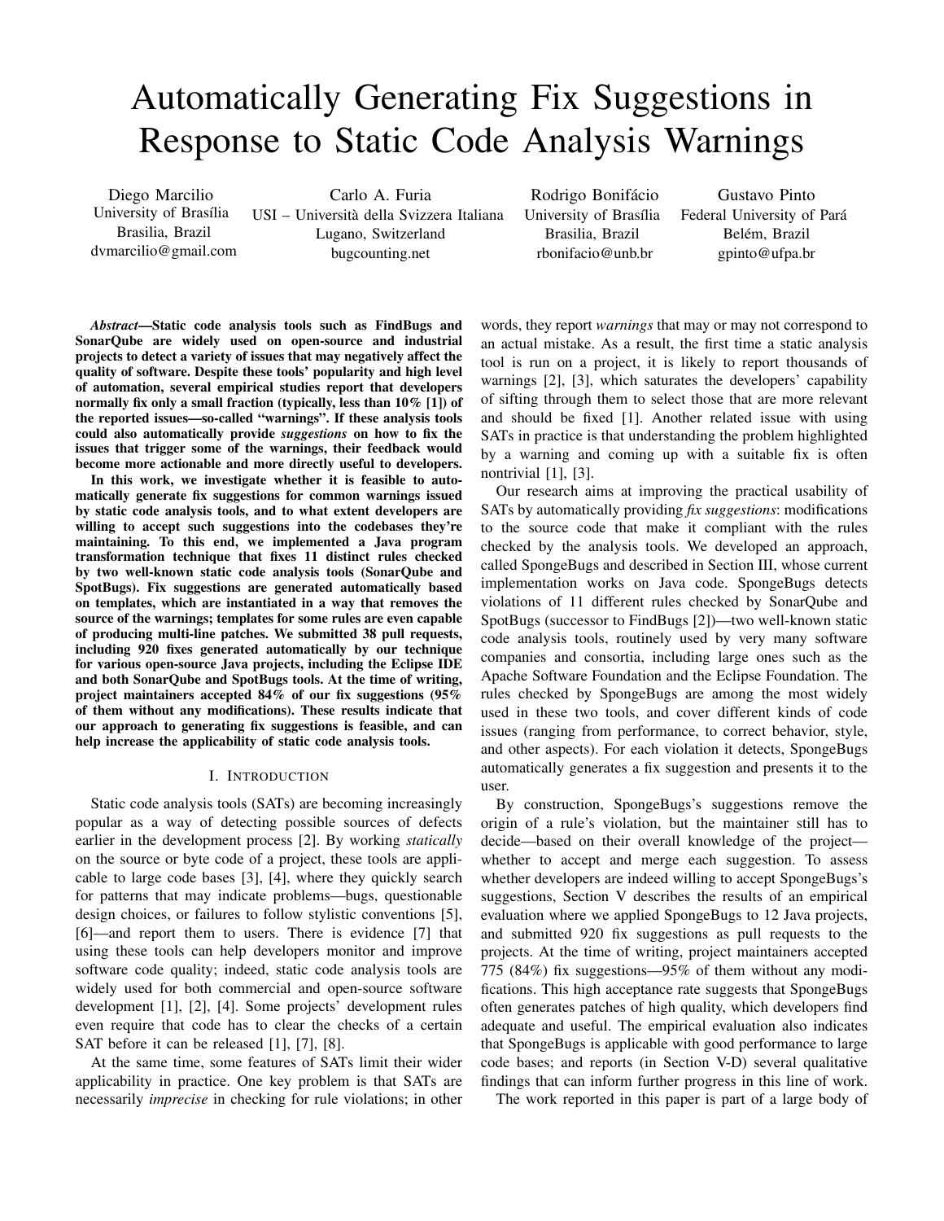# Automatically Generating Fix Suggestions in Response to Static Code Analysis Warnings

Diego Marcilio
University of Brasília
Brasilia, Brazil
dvmarcilio@gmail.com

Carlo A. Furia
USI – Università della Svizzera Italiana
Lugano, Switzerland
bugcounting.net

Rodrigo Bonifácio
University of Brasília
Brasilia, Brazil
rbonifacio@unb.br

Gustavo Pinto
Federal University of Pará
Belém, Brazil
gpinto@ufpa.br

***Abstract*—Static code analysis tools such as FindBugs and SonarQube are widely used on open-source and industrial projects to detect a variety of issues that may negatively affect the quality of software. Despite these tools' popularity and high level of automation, several empirical studies report that developers normally fix only a small fraction (typically, less than 10% [1]) of the reported issues—so-called "warnings". If these analysis tools could also automatically provide *suggestions* on how to fix the issues that trigger some of the warnings, their feedback would become more actionable and more directly useful to developers.**

**In this work, we investigate whether it is feasible to automatically generate fix suggestions for common warnings issued by static code analysis tools, and to what extent developers are willing to accept such suggestions into the codebases they're maintaining. To this end, we implemented a Java program transformation technique that fixes 11 distinct rules checked by two well-known static code analysis tools (SonarQube and SpotBugs). Fix suggestions are generated automatically based on templates, which are instantiated in a way that removes the source of the warnings; templates for some rules are even capable of producing multi-line patches. We submitted 38 pull requests, including 920 fixes generated automatically by our technique for various open-source Java projects, including the Eclipse IDE and both SonarQube and SpotBugs tools. At the time of writing, project maintainers accepted 84% of our fix suggestions (95% of them without any modifications). These results indicate that our approach to generating fix suggestions is feasible, and can help increase the applicability of static code analysis tools.**

## I. Introduction

Static code analysis tools (SATs) are becoming increasingly popular as a way of detecting possible sources of defects earlier in the development process [2]. By working *statically* on the source or byte code of a project, these tools are applicable to large code bases [3], [4], where they quickly search for patterns that may indicate problems—bugs, questionable design choices, or failures to follow stylistic conventions [5], [6]—and report them to users. There is evidence [7] that using these tools can help developers monitor and improve software code quality; indeed, static code analysis tools are widely used for both commercial and open-source software development [1], [2], [4]. Some projects' development rules even require that code has to clear the checks of a certain SAT before it can be released [1], [7], [8].

At the same time, some features of SATs limit their wider applicability in practice. One key problem is that SATs are necessarily *imprecise* in checking for rule violations; in other words, they report *warnings* that may or may not correspond to an actual mistake. As a result, the first time a static analysis tool is run on a project, it is likely to report thousands of warnings [2], [3], which saturates the developers' capability of sifting through them to select those that are more relevant and should be fixed [1]. Another related issue with using SATs in practice is that understanding the problem highlighted by a warning and coming up with a suitable fix is often nontrivial [1], [3].

Our research aims at improving the practical usability of SATs by automatically providing *fix suggestions*: modifications to the source code that make it compliant with the rules checked by the analysis tools. We developed an approach, called SpongeBugs and described in Section III, whose current implementation works on Java code. SpongeBugs detects violations of 11 different rules checked by SonarQube and SpotBugs (successor to FindBugs [2])—two well-known static code analysis tools, routinely used by very many software companies and consortia, including large ones such as the Apache Software Foundation and the Eclipse Foundation. The rules checked by SpongeBugs are among the most widely used in these two tools, and cover different kinds of code issues (ranging from performance, to correct behavior, style, and other aspects). For each violation it detects, SpongeBugs automatically generates a fix suggestion and presents it to the user.

By construction, SpongeBugs's suggestions remove the origin of a rule's violation, but the maintainer still has to decide—based on their overall knowledge of the project—whether to accept and merge each suggestion. To assess whether developers are indeed willing to accept SpongeBugs's suggestions, Section V describes the results of an empirical evaluation where we applied SpongeBugs to 12 Java projects, and submitted 920 fix suggestions as pull requests to the projects. At the time of writing, project maintainers accepted 775 (84%) fix suggestions—95% of them without any modifications. This high acceptance rate suggests that SpongeBugs often generates patches of high quality, which developers find adequate and useful. The empirical evaluation also indicates that SpongeBugs is applicable with good performance to large code bases; and reports (in Section V-D) several qualitative findings that can inform further progress in this line of work.

The work reported in this paper is part of a large body of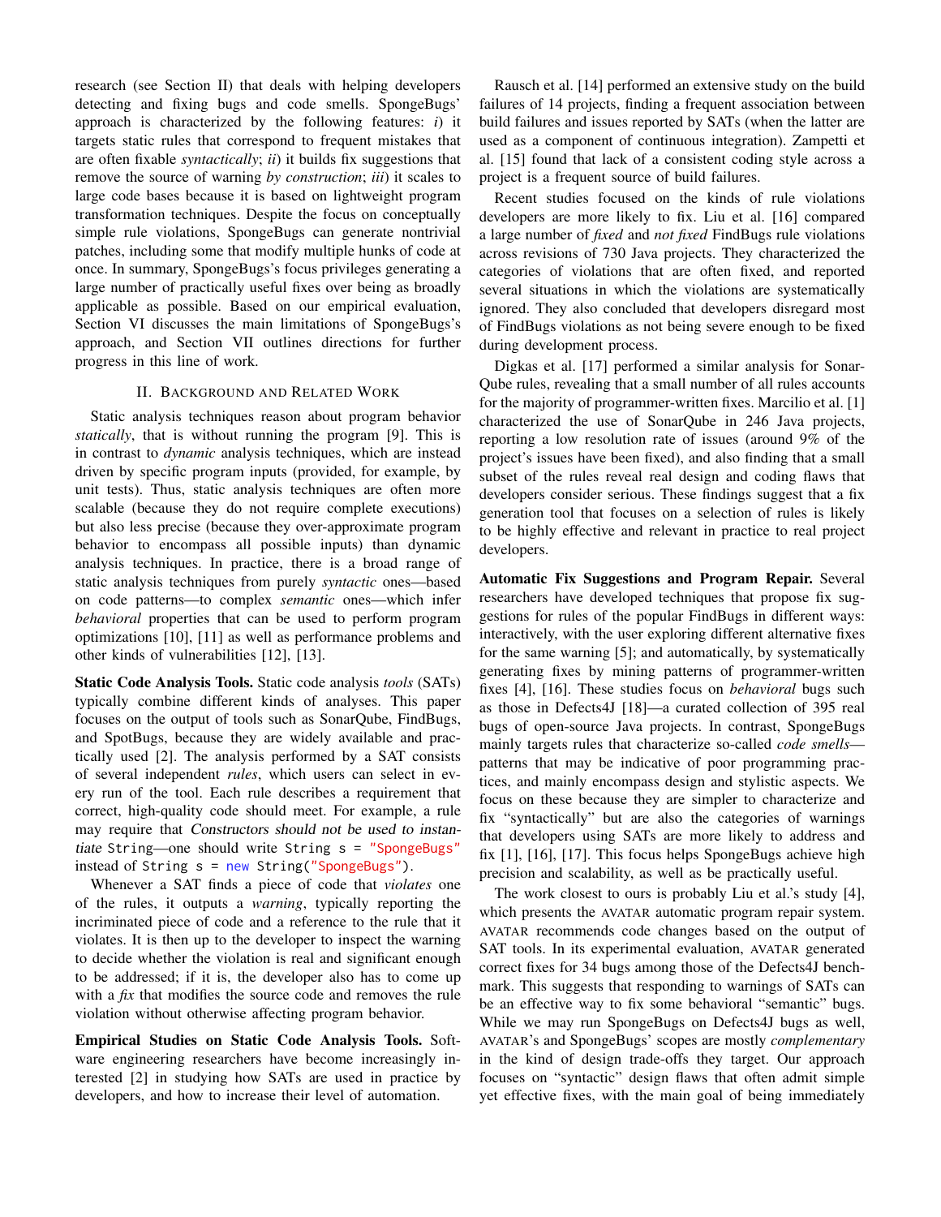research (see Section II) that deals with helping developers detecting and fixing bugs and code smells. SpongeBugs' approach is characterized by the following features: *i*) it targets static rules that correspond to frequent mistakes that are often fixable *syntactically*; *ii*) it builds fix suggestions that remove the source of warning *by construction*; *iii*) it scales to large code bases because it is based on lightweight program transformation techniques. Despite the focus on conceptually simple rule violations, SpongeBugs can generate nontrivial patches, including some that modify multiple hunks of code at once. In summary, SpongeBugs's focus privileges generating a large number of practically useful fixes over being as broadly applicable as possible. Based on our empirical evaluation, Section VI discusses the main limitations of SpongeBugs's approach, and Section VII outlines directions for further progress in this line of work.

## II. Background and Related Work

Static analysis techniques reason about program behavior *statically*, that is without running the program [9]. This is in contrast to *dynamic* analysis techniques, which are instead driven by specific program inputs (provided, for example, by unit tests). Thus, static analysis techniques are often more scalable (because they do not require complete executions) but also less precise (because they over-approximate program behavior to encompass all possible inputs) than dynamic analysis techniques. In practice, there is a broad range of static analysis techniques from purely *syntactic* ones—based on code patterns—to complex *semantic* ones—which infer *behavioral* properties that can be used to perform program optimizations [10], [11] as well as performance problems and other kinds of vulnerabilities [12], [13].

**Static Code Analysis Tools.** Static code analysis *tools* (SATs) typically combine different kinds of analyses. This paper focuses on the output of tools such as SonarQube, FindBugs, and SpotBugs, because they are widely available and practically used [2]. The analysis performed by a SAT consists of several independent *rules*, which users can select in every run of the tool. Each rule describes a requirement that correct, high-quality code should meet. For example, a rule may require that *Constructors should not be used to instantiate* `String`—one should write `String s = "SpongeBugs"` instead of `String s = new String("SpongeBugs")`.

Whenever a SAT finds a piece of code that *violates* one of the rules, it outputs a *warning*, typically reporting the incriminated piece of code and a reference to the rule that it violates. It is then up to the developer to inspect the warning to decide whether the violation is real and significant enough to be addressed; if it is, the developer also has to come up with a *fix* that modifies the source code and removes the rule violation without otherwise affecting program behavior.

**Empirical Studies on Static Code Analysis Tools.** Software engineering researchers have become increasingly interested [2] in studying how SATs are used in practice by developers, and how to increase their level of automation.

Rausch et al. [14] performed an extensive study on the build failures of 14 projects, finding a frequent association between build failures and issues reported by SATs (when the latter are used as a component of continuous integration). Zampetti et al. [15] found that lack of a consistent coding style across a project is a frequent source of build failures.

Recent studies focused on the kinds of rule violations developers are more likely to fix. Liu et al. [16] compared a large number of *fixed* and *not fixed* FindBugs rule violations across revisions of 730 Java projects. They characterized the categories of violations that are often fixed, and reported several situations in which the violations are systematically ignored. They also concluded that developers disregard most of FindBugs violations as not being severe enough to be fixed during development process.

Digkas et al. [17] performed a similar analysis for SonarQube rules, revealing that a small number of all rules accounts for the majority of programmer-written fixes. Marcilio et al. [1] characterized the use of SonarQube in 246 Java projects, reporting a low resolution rate of issues (around 9% of the project's issues have been fixed), and also finding that a small subset of the rules reveal real design and coding flaws that developers consider serious. These findings suggest that a fix generation tool that focuses on a selection of rules is likely to be highly effective and relevant in practice to real project developers.

**Automatic Fix Suggestions and Program Repair.** Several researchers have developed techniques that propose fix suggestions for rules of the popular FindBugs in different ways: interactively, with the user exploring different alternative fixes for the same warning [5]; and automatically, by systematically generating fixes by mining patterns of programmer-written fixes [4], [16]. These studies focus on *behavioral* bugs such as those in Defects4J [18]—a curated collection of 395 real bugs of open-source Java projects. In contrast, SpongeBugs mainly targets rules that characterize so-called *code smells*—patterns that may be indicative of poor programming practices, and mainly encompass design and stylistic aspects. We focus on these because they are simpler to characterize and fix "syntactically" but are also the categories of warnings that developers using SATs are more likely to address and fix [1], [16], [17]. This focus helps SpongeBugs achieve high precision and scalability, as well as be practically useful.

The work closest to ours is probably Liu et al.'s study [4], which presents the AVATAR automatic program repair system. AVATAR recommends code changes based on the output of SAT tools. In its experimental evaluation, AVATAR generated correct fixes for 34 bugs among those of the Defects4J benchmark. This suggests that responding to warnings of SATs can be an effective way to fix some behavioral "semantic" bugs. While we may run SpongeBugs on Defects4J bugs as well, AVATAR's and SpongeBugs' scopes are mostly *complementary* in the kind of design trade-offs they target. Our approach focuses on "syntactic" design flaws that often admit simple yet effective fixes, with the main goal of being immediately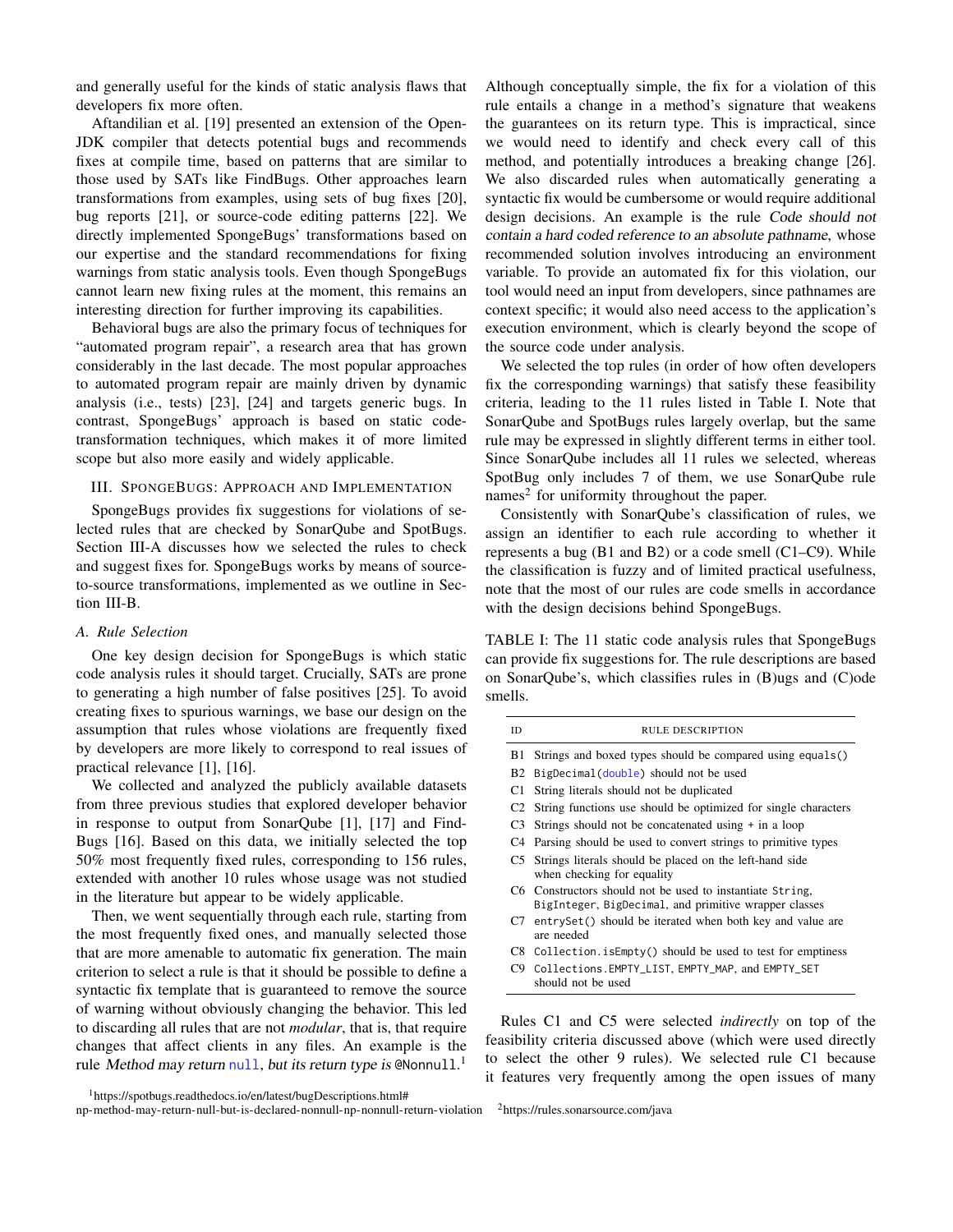and generally useful for the kinds of static analysis flaws that developers fix more often.

Aftandilian et al. [19] presented an extension of the OpenJDK compiler that detects potential bugs and recommends fixes at compile time, based on patterns that are similar to those used by SATs like FindBugs. Other approaches learn transformations from examples, using sets of bug fixes [20], bug reports [21], or source-code editing patterns [22]. We directly implemented SpongeBugs' transformations based on our expertise and the standard recommendations for fixing warnings from static analysis tools. Even though SpongeBugs cannot learn new fixing rules at the moment, this remains an interesting direction for further improving its capabilities.

Behavioral bugs are also the primary focus of techniques for "automated program repair", a research area that has grown considerably in the last decade. The most popular approaches to automated program repair are mainly driven by dynamic analysis (i.e., tests) [23], [24] and targets generic bugs. In contrast, SpongeBugs' approach is based on static code-transformation techniques, which makes it of more limited scope but also more easily and widely applicable.

## III. SpongeBugs: Approach and Implementation

SpongeBugs provides fix suggestions for violations of selected rules that are checked by SonarQube and SpotBugs. Section III-A discusses how we selected the rules to check and suggest fixes for. SpongeBugs works by means of source-to-source transformations, implemented as we outline in Section III-B.

### A. Rule Selection

One key design decision for SpongeBugs is which static code analysis rules it should target. Crucially, SATs are prone to generating a high number of false positives [25]. To avoid creating fixes to spurious warnings, we base our design on the assumption that rules whose violations are frequently fixed by developers are more likely to correspond to real issues of practical relevance [1], [16].

We collected and analyzed the publicly available datasets from three previous studies that explored developer behavior in response to output from SonarQube [1], [17] and FindBugs [16]. Based on this data, we initially selected the top 50% most frequently fixed rules, corresponding to 156 rules, extended with another 10 rules whose usage was not studied in the literature but appear to be widely applicable.

Then, we went sequentially through each rule, starting from the most frequently fixed ones, and manually selected those that are more amenable to automatic fix generation. The main criterion to select a rule is that it should be possible to define a syntactic fix template that is guaranteed to remove the source of warning without obviously changing the behavior. This led to discarding all rules that are not *modular*, that is, that require changes that affect clients in any files. An example is the rule *Method may return `null`, but its return type is `@Nonnull`.*[1] Although conceptually simple, the fix for a violation of this rule entails a change in a method's signature that weakens the guarantees on its return type. This is impractical, since we would need to identify and check every call of this method, and potentially introduces a breaking change [26]. We also discarded rules when automatically generating a syntactic fix would be cumbersome or would require additional design decisions. An example is the rule *Code should not contain a hard coded reference to an absolute pathname*, whose recommended solution involves introducing an environment variable. To provide an automated fix for this violation, our tool would need an input from developers, since pathnames are context specific; it would also need access to the application's execution environment, which is clearly beyond the scope of the source code under analysis.

We selected the top rules (in order of how often developers fix the corresponding warnings) that satisfy these feasibility criteria, leading to the 11 rules listed in Table I. Note that SonarQube and SpotBugs rules largely overlap, but the same rule may be expressed in slightly different terms in either tool. Since SonarQube includes all 11 rules we selected, whereas SpotBug only includes 7 of them, we use SonarQube rule names[2] for uniformity throughout the paper.

Consistently with SonarQube's classification of rules, we assign an identifier to each rule according to whether it represents a bug (B1 and B2) or a code smell (C1–C9). While the classification is fuzzy and of limited practical usefulness, note that the most of our rules are code smells in accordance with the design decisions behind SpongeBugs.

TABLE I: The 11 static code analysis rules that SpongeBugs can provide fix suggestions for. The rule descriptions are based on SonarQube's, which classifies rules in (B)ugs and (C)ode smells.

| ID | RULE DESCRIPTION |
|---|---|
| B1 | Strings and boxed types should be compared using `equals()` |
| B2 | `BigDecimal(double)` should not be used |
| C1 | String literals should not be duplicated |
| C2 | String functions use should be optimized for single characters |
| C3 | Strings should not be concatenated using `+` in a loop |
| C4 | Parsing should be used to convert strings to primitive types |
| C5 | Strings literals should be placed on the left-hand side when checking for equality |
| C6 | Constructors should not be used to instantiate `String`, `BigInteger`, `BigDecimal`, and primitive wrapper classes |
| C7 | `entrySet()` should be iterated when both key and value are are needed |
| C8 | `Collection.isEmpty()` should be used to test for emptiness |
| C9 | `Collections.EMPTY_LIST`, `EMPTY_MAP`, and `EMPTY_SET` should not be used |

Rules C1 and C5 were selected *indirectly* on top of the feasibility criteria discussed above (which were used directly to select the other 9 rules). We selected rule C1 because it features very frequently among the open issues of many

[1] https://spotbugs.readthedocs.io/en/latest/bugDescriptions.html#np-method-may-return-null-but-is-declared-nonnull-np-nonnull-return-violation

[2] https://rules.sonarsource.com/java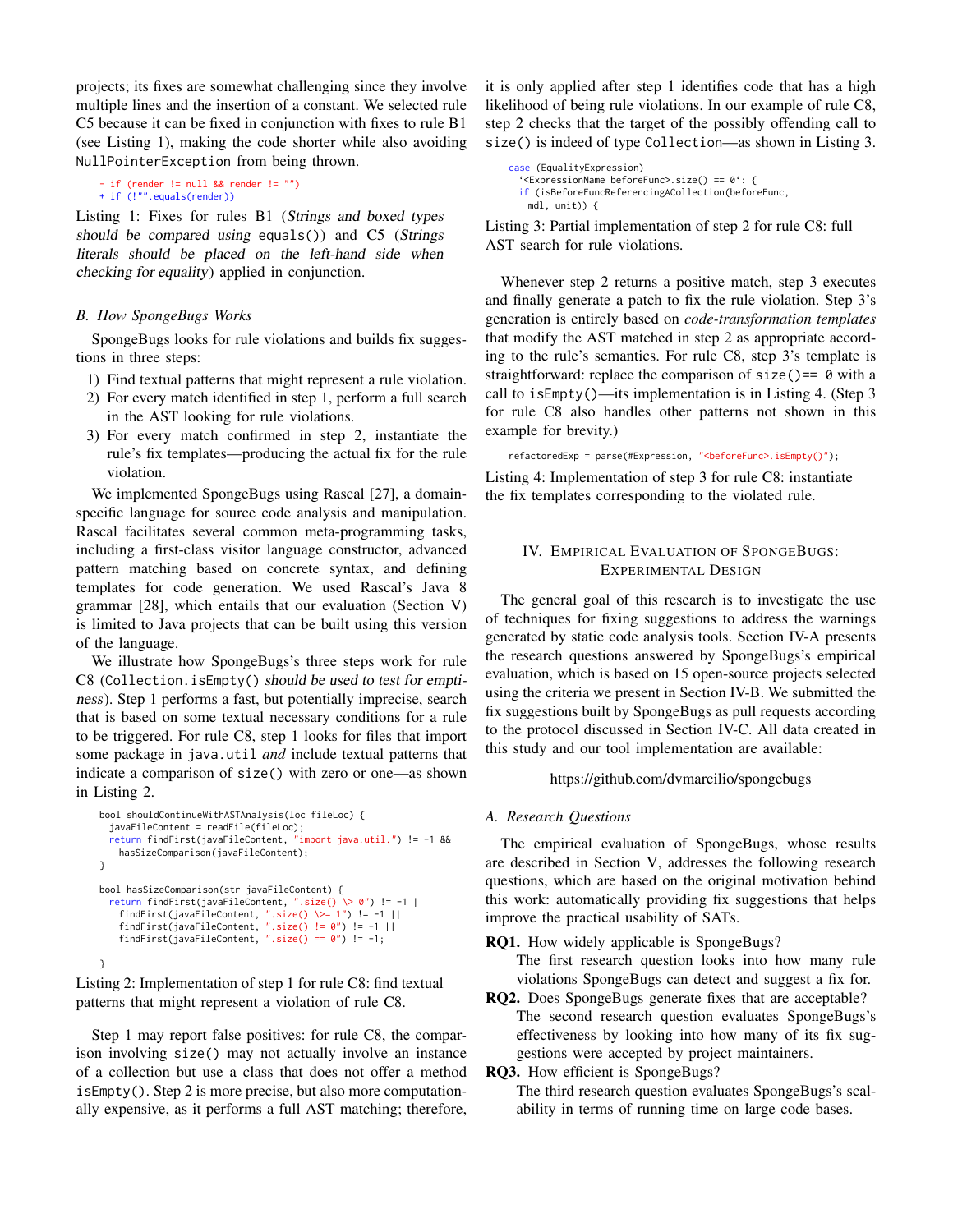projects; its fixes are somewhat challenging since they involve multiple lines and the insertion of a constant. We selected rule C5 because it can be fixed in conjunction with fixes to rule B1 (see Listing 1), making the code shorter while also avoiding NullPointerException from being thrown.

```
- if (render != null && render != "")
+ if (!"".equals(render))
```

Listing 1: Fixes for rules B1 (*Strings and boxed types should be compared using* equals()) and C5 (*Strings literals should be placed on the left-hand side when checking for equality*) applied in conjunction.

### B. How SpongeBugs Works

SpongeBugs looks for rule violations and builds fix suggestions in three steps:

1) Find textual patterns that might represent a rule violation.
2) For every match identified in step 1, perform a full search in the AST looking for rule violations.
3) For every match confirmed in step 2, instantiate the rule's fix templates—producing the actual fix for the rule violation.

We implemented SpongeBugs using Rascal [27], a domain-specific language for source code analysis and manipulation. Rascal facilitates several common meta-programming tasks, including a first-class visitor language constructor, advanced pattern matching based on concrete syntax, and defining templates for code generation. We used Rascal's Java 8 grammar [28], which entails that our evaluation (Section V) is limited to Java projects that can be built using this version of the language.

We illustrate how SpongeBugs's three steps work for rule C8 (Collection.isEmpty() *should be used to test for emptiness*). Step 1 performs a fast, but potentially imprecise, search that is based on some textual necessary conditions for a rule to be triggered. For rule C8, step 1 looks for files that import some package in java.util *and* include textual patterns that indicate a comparison of size() with zero or one—as shown in Listing 2.

```
bool shouldContinueWithASTAnalysis(loc fileLoc) {
  javaFileContent = readFile(fileLoc);
  return findFirst(javaFileContent, "import java.util.") != -1 &&
    hasSizeComparison(javaFileContent);
}

bool hasSizeComparison(str javaFileContent) {
  return findFirst(javaFileContent, ".size() \> 0") != -1 ||
    findFirst(javaFileContent, ".size() \>= 1") != -1 ||
    findFirst(javaFileContent, ".size() != 0") != -1 ||
    findFirst(javaFileContent, ".size() == 0") != -1;

}
```

Listing 2: Implementation of step 1 for rule C8: find textual patterns that might represent a violation of rule C8.

Step 1 may report false positives: for rule C8, the comparison involving size() may not actually involve an instance of a collection but use a class that does not offer a method isEmpty(). Step 2 is more precise, but also more computationally expensive, as it performs a full AST matching; therefore, it is only applied after step 1 identifies code that has a high likelihood of being rule violations. In our example of rule C8, step 2 checks that the target of the possibly offending call to size() is indeed of type Collection—as shown in Listing 3.

```
case (EqualityExpression)
  `<ExpressionName beforeFunc>.size() == 0`: {
  if (isBeforeFuncReferencingACollection(beforeFunc,
    mdl, unit)) {
```

Listing 3: Partial implementation of step 2 for rule C8: full AST search for rule violations.

Whenever step 2 returns a positive match, step 3 executes and finally generate a patch to fix the rule violation. Step 3's generation is entirely based on *code-transformation templates* that modify the AST matched in step 2 as appropriate according to the rule's semantics. For rule C8, step 3's template is straightforward: replace the comparison of size()== 0 with a call to isEmpty()—its implementation is in Listing 4. (Step 3 for rule C8 also handles other patterns not shown in this example for brevity.)

```
refactoredExp = parse(#Expression, "<beforeFunc>.isEmpty()");
```

Listing 4: Implementation of step 3 for rule C8: instantiate the fix templates corresponding to the violated rule.

## IV. Empirical Evaluation of SpongeBugs: Experimental Design

The general goal of this research is to investigate the use of techniques for fixing suggestions to address the warnings generated by static code analysis tools. Section IV-A presents the research questions answered by SpongeBugs's empirical evaluation, which is based on 15 open-source projects selected using the criteria we present in Section IV-B. We submitted the fix suggestions built by SpongeBugs as pull requests according to the protocol discussed in Section IV-C. All data created in this study and our tool implementation are available:

https://github.com/dvmarcilio/spongebugs

### A. Research Questions

The empirical evaluation of SpongeBugs, whose results are described in Section V, addresses the following research questions, which are based on the original motivation behind this work: automatically providing fix suggestions that helps improve the practical usability of SATs.

**RQ1.** How widely applicable is SpongeBugs?
The first research question looks into how many rule violations SpongeBugs can detect and suggest a fix for.

**RQ2.** Does SpongeBugs generate fixes that are acceptable?
The second research question evaluates SpongeBugs's effectiveness by looking into how many of its fix suggestions were accepted by project maintainers.

**RQ3.** How efficient is SpongeBugs?
The third research question evaluates SpongeBugs's scalability in terms of running time on large code bases.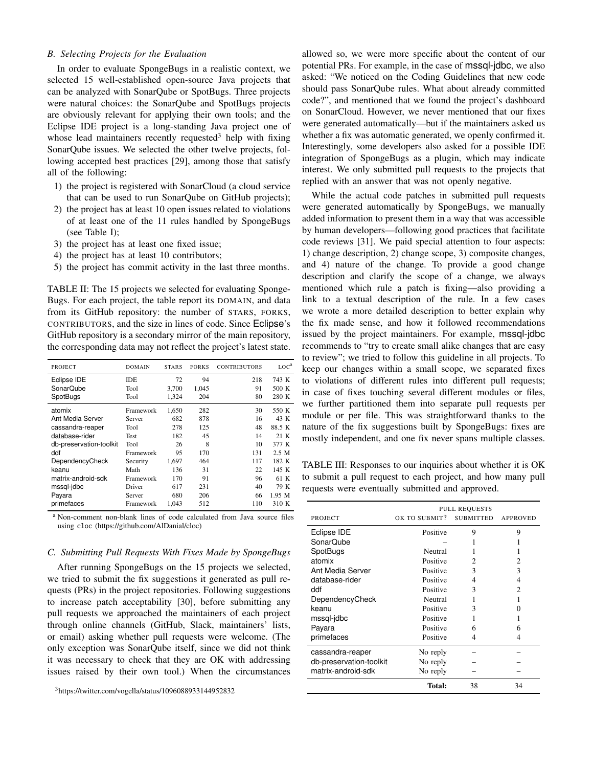### B. Selecting Projects for the Evaluation

In order to evaluate SpongeBugs in a realistic context, we selected 15 well-established open-source Java projects that can be analyzed with SonarQube or SpotBugs. Three projects were natural choices: the SonarQube and SpotBugs projects are obviously relevant for applying their own tools; and the Eclipse IDE project is a long-standing Java project one of whose lead maintainers recently requested[3] help with fixing SonarQube issues. We selected the other twelve projects, following accepted best practices [29], among those that satisfy all of the following:

1) the project is registered with SonarCloud (a cloud service that can be used to run SonarQube on GitHub projects);
2) the project has at least 10 open issues related to violations of at least one of the 11 rules handled by SpongeBugs (see Table I);
3) the project has at least one fixed issue;
4) the project has at least 10 contributors;
5) the project has commit activity in the last three months.

TABLE II: The 15 projects we selected for evaluating SpongeBugs. For each project, the table report its DOMAIN, and data from its GitHub repository: the number of STARS, FORKS, CONTRIBUTORS, and the size in lines of code. Since Eclipse's GitHub repository is a secondary mirror of the main repository, the corresponding data may not reflect the project's latest state.

| PROJECT | DOMAIN | STARS | FORKS | CONTRIBUTORS | LOC[a] |
|---|---|---|---|---|---|
| Eclipse IDE | IDE | 72 | 94 | 218 | 743 K |
| SonarQube | Tool | 3,700 | 1,045 | 91 | 500 K |
| SpotBugs | Tool | 1,324 | 204 | 80 | 280 K |
| atomix | Framework | 1,650 | 282 | 30 | 550 K |
| Ant Media Server | Server | 682 | 878 | 16 | 43 K |
| cassandra-reaper | Tool | 278 | 125 | 48 | 88.5 K |
| database-rider | Test | 182 | 45 | 14 | 21 K |
| db-preservation-toolkit | Tool | 26 | 8 | 10 | 377 K |
| ddf | Framework | 95 | 170 | 131 | 2.5 M |
| DependencyCheck | Security | 1,697 | 464 | 117 | 182 K |
| keanu | Math | 136 | 31 | 22 | 145 K |
| matrix-android-sdk | Framework | 170 | 91 | 96 | 61 K |
| mssql-jdbc | Driver | 617 | 231 | 40 | 79 K |
| Payara | Server | 680 | 206 | 66 | 1.95 M |
| primefaces | Framework | 1,043 | 512 | 110 | 310 K |

[a] Non-comment non-blank lines of code calculated from Java source files using cloc (https://github.com/AlDanial/cloc)

### C. Submitting Pull Requests With Fixes Made by SpongeBugs

After running SpongeBugs on the 15 projects we selected, we tried to submit the fix suggestions it generated as pull requests (PRs) in the project repositories. Following suggestions to increase patch acceptability [30], before submitting any pull requests we approached the maintainers of each project through online channels (GitHub, Slack, maintainers' lists, or email) asking whether pull requests were welcome. (The only exception was SonarQube itself, since we did not think it was necessary to check that they are OK with addressing issues raised by their own tool.) When the circumstances allowed so, we were more specific about the content of our potential PRs. For example, in the case of mssql-jdbc, we also asked: "We noticed on the Coding Guidelines that new code should pass SonarQube rules. What about already committed code?", and mentioned that we found the project's dashboard on SonarCloud. However, we never mentioned that our fixes were generated automatically—but if the maintainers asked us whether a fix was automatic generated, we openly confirmed it. Interestingly, some developers also asked for a possible IDE integration of SpongeBugs as a plugin, which may indicate interest. We only submitted pull requests to the projects that replied with an answer that was not openly negative.

While the actual code patches in submitted pull requests were generated automatically by SpongeBugs, we manually added information to present them in a way that was accessible by human developers—following good practices that facilitate code reviews [31]. We paid special attention to four aspects: 1) change description, 2) change scope, 3) composite changes, and 4) nature of the change. To provide a good change description and clarify the scope of a change, we always mentioned which rule a patch is fixing—also providing a link to a textual description of the rule. In a few cases we wrote a more detailed description to better explain why the fix made sense, and how it followed recommendations issued by the project maintainers. For example, mssql-jdbc recommends to "try to create small alike changes that are easy to review"; we tried to follow this guideline in all projects. To keep our changes within a small scope, we separated fixes to violations of different rules into different pull requests; in case of fixes touching several different modules or files, we further partitioned them into separate pull requests per module or per file. This was straightforward thanks to the nature of the fix suggestions built by SpongeBugs: fixes are mostly independent, and one fix never spans multiple classes.

TABLE III: Responses to our inquiries about whether it is OK to submit a pull request to each project, and how many pull requests were eventually submitted and approved.

| | PULL REQUESTS | | |
|---|---|---|---|
| PROJECT | OK TO SUBMIT? | SUBMITTED | APPROVED |
| Eclipse IDE | Positive | 9 | 9 |
| SonarQube | – | 1 | 1 |
| SpotBugs | Neutral | 1 | 1 |
| atomix | Positive | 2 | 2 |
| Ant Media Server | Positive | 3 | 3 |
| database-rider | Positive | 4 | 4 |
| ddf | Positive | 3 | 2 |
| DependencyCheck | Neutral | 1 | 1 |
| keanu | Positive | 3 | 0 |
| mssql-jdbc | Positive | 1 | 1 |
| Payara | Positive | 6 | 6 |
| primefaces | Positive | 4 | 4 |
| cassandra-reaper | No reply | – | – |
| db-preservation-toolkit | No reply | – | – |
| matrix-android-sdk | No reply | – | – |
| | **Total:** | 38 | 34 |

[3] https://twitter.com/vogella/status/1096088933144952832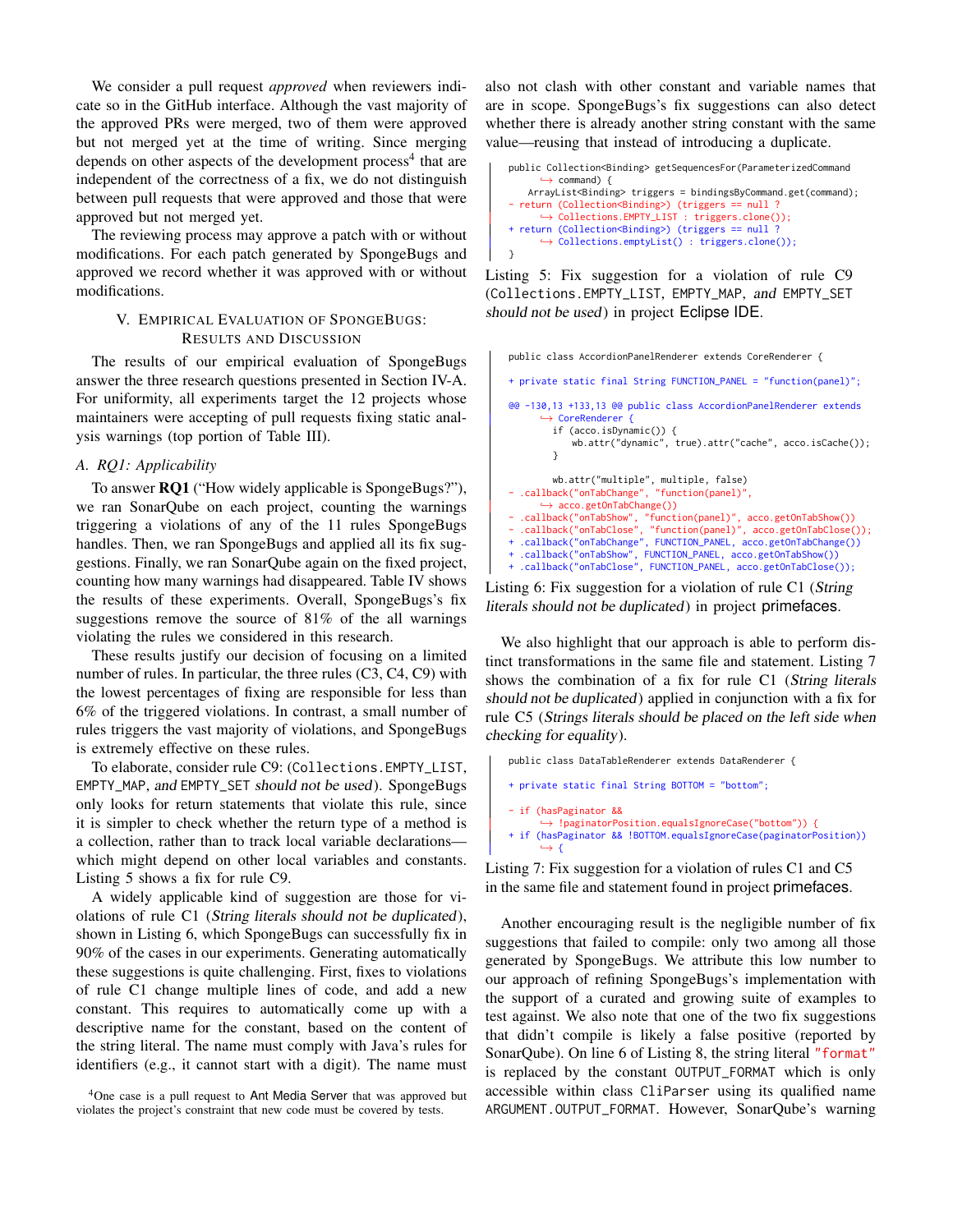We consider a pull request *approved* when reviewers indicate so in the GitHub interface. Although the vast majority of the approved PRs were merged, two of them were approved but not merged yet at the time of writing. Since merging depends on other aspects of the development process[4] that are independent of the correctness of a fix, we do not distinguish between pull requests that were approved and those that were approved but not merged yet.

The reviewing process may approve a patch with or without modifications. For each patch generated by SpongeBugs and approved we record whether it was approved with or without modifications.

## V. Empirical Evaluation of SpongeBugs: Results and Discussion

The results of our empirical evaluation of SpongeBugs answer the three research questions presented in Section IV-A. For uniformity, all experiments target the 12 projects whose maintainers were accepting of pull requests fixing static analysis warnings (top portion of Table III).

### A. RQ1: Applicability

To answer **RQ1** ("How widely applicable is SpongeBugs?"), we ran SonarQube on each project, counting the warnings triggering a violations of any of the 11 rules SpongeBugs handles. Then, we ran SpongeBugs and applied all its fix suggestions. Finally, we ran SonarQube again on the fixed project, counting how many warnings had disappeared. Table IV shows the results of these experiments. Overall, SpongeBugs's fix suggestions remove the source of 81% of the all warnings violating the rules we considered in this research.

These results justify our decision of focusing on a limited number of rules. In particular, the three rules (C3, C4, C9) with the lowest percentages of fixing are responsible for less than 6% of the triggered violations. In contrast, a small number of rules triggers the vast majority of violations, and SpongeBugs is extremely effective on these rules.

To elaborate, consider rule C9: (`Collections.EMPTY_LIST`, `EMPTY_MAP`, *and* `EMPTY_SET` *should not be used*). SpongeBugs only looks for return statements that violate this rule, since it is simpler to check whether the return type of a method is a collection, rather than to track local variable declarations—which might depend on other local variables and constants. Listing 5 shows a fix for rule C9.

A widely applicable kind of suggestion are those for violations of rule C1 (*String literals should not be duplicated*), shown in Listing 6, which SpongeBugs can successfully fix in 90% of the cases in our experiments. Generating automatically these suggestions is quite challenging. First, fixes to violations of rule C1 change multiple lines of code, and add a new constant. This requires to automatically come up with a descriptive name for the constant, based on the content of the string literal. The name must comply with Java's rules for identifiers (e.g., it cannot start with a digit). The name must also not clash with other constant and variable names that are in scope. SpongeBugs's fix suggestions can also detect whether there is already another string constant with the same value—reusing that instead of introducing a duplicate.

```
public Collection<Binding> getSequencesFor(ParameterizedCommand
      ↪ command) {
   ArrayList<Binding> triggers = bindingsByCommand.get(command);
- return (Collection<Binding>) (triggers == null ?
      ↪ Collections.EMPTY_LIST : triggers.clone());
+ return (Collection<Binding>) (triggers == null ?
      ↪ Collections.emptyList() : triggers.clone());
}
```

Listing 5: Fix suggestion for a violation of rule C9 (`Collections.EMPTY_LIST`, `EMPTY_MAP`, *and* `EMPTY_SET` *should not be used*) in project Eclipse IDE.

```
public class AccordionPanelRenderer extends CoreRenderer {

+ private static final String FUNCTION_PANEL = "function(panel)";

@@ -130,13 +133,13 @@ public class AccordionPanelRenderer extends
      ↪ CoreRenderer {
      if (acco.isDynamic()) {
         wb.attr("dynamic", true).attr("cache", acco.isCache());
      }

      wb.attr("multiple", multiple, false)
- .callback("onTabChange", "function(panel)",
      ↪ acco.getOnTabChange())
- .callback("onTabShow", "function(panel)", acco.getOnTabShow())
- .callback("onTabClose", "function(panel)", acco.getOnTabClose());
+ .callback("onTabChange", FUNCTION_PANEL, acco.getOnTabChange())
+ .callback("onTabShow", FUNCTION_PANEL, acco.getOnTabShow())
+ .callback("onTabClose", FUNCTION_PANEL, acco.getOnTabClose());
```

Listing 6: Fix suggestion for a violation of rule C1 (*String literals should not be duplicated*) in project primefaces.

We also highlight that our approach is able to perform distinct transformations in the same file and statement. Listing 7 shows the combination of a fix for rule C1 (*String literals should not be duplicated*) applied in conjunction with a fix for rule C5 (*Strings literals should be placed on the left side when checking for equality*).

```
public class DataTableRenderer extends DataRenderer {

+ private static final String BOTTOM = "bottom";

- if (hasPaginator &&
      ↪ !paginatorPosition.equalsIgnoreCase("bottom")) {
+ if (hasPaginator && !BOTTOM.equalsIgnoreCase(paginatorPosition))
      ↪ {
```

Listing 7: Fix suggestion for a violation of rules C1 and C5 in the same file and statement found in project primefaces.

Another encouraging result is the negligible number of fix suggestions that failed to compile: only two among all those generated by SpongeBugs. We attribute this low number to our approach of refining SpongeBugs's implementation with the support of a curated and growing suite of examples to test against. We also note that one of the two fix suggestions that didn't compile is likely a false positive (reported by SonarQube). On line 6 of Listing 8, the string literal `"format"` is replaced by the constant `OUTPUT_FORMAT` which is only accessible within class `CliParser` using its qualified name `ARGUMENT.OUTPUT_FORMAT`. However, SonarQube's warning

[4]One case is a pull request to Ant Media Server that was approved but violates the project's constraint that new code must be covered by tests.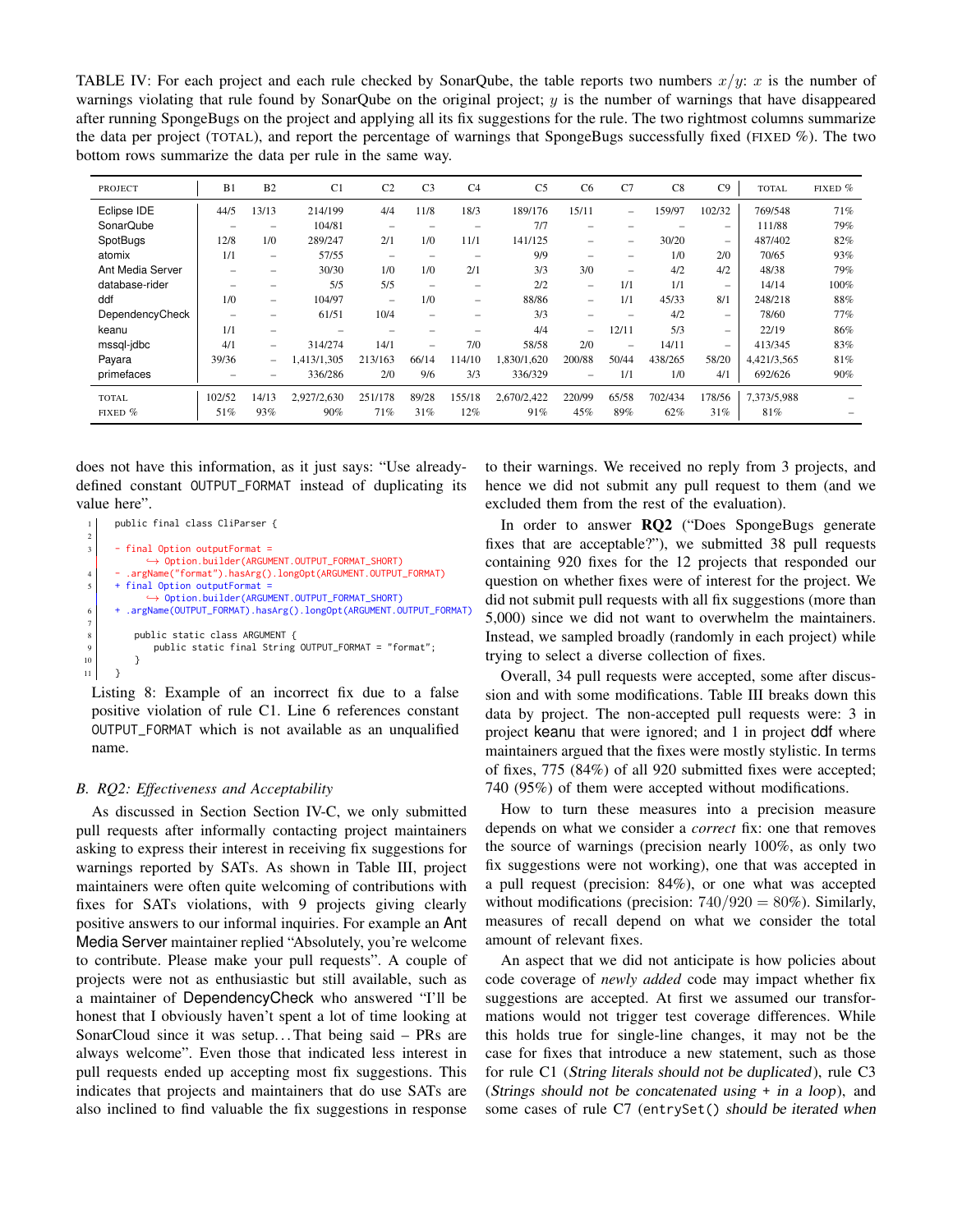TABLE IV: For each project and each rule checked by SonarQube, the table reports two numbers $x/y$: $x$ is the number of warnings violating that rule found by SonarQube on the original project; $y$ is the number of warnings that have disappeared after running SpongeBugs on the project and applying all its fix suggestions for the rule. The two rightmost columns summarize the data per project (TOTAL), and report the percentage of warnings that SpongeBugs successfully fixed (FIXED %). The two bottom rows summarize the data per rule in the same way.

| PROJECT | B1 | B2 | C1 | C2 | C3 | C4 | C5 | C6 | C7 | C8 | C9 | TOTAL | FIXED % |
|---|---|---|---|---|---|---|---|---|---|---|---|---|---|
| Eclipse IDE | 44/5 | 13/13 | 214/199 | 4/4 | 11/8 | 18/3 | 189/176 | 15/11 | – | 159/97 | 102/32 | 769/548 | 71% |
| SonarQube | – | – | 104/81 | – | – | – | 7/7 | – | – | – | – | 111/88 | 79% |
| SpotBugs | 12/8 | 1/0 | 289/247 | 2/1 | 1/0 | 11/1 | 141/125 | – | – | 30/20 | – | 487/402 | 82% |
| atomix | 1/1 | – | 57/55 | – | – | – | 9/9 | – | – | 1/0 | 2/0 | 70/65 | 93% |
| Ant Media Server | – | – | 30/30 | 1/0 | 1/0 | 2/1 | 3/3 | 3/0 | – | 4/2 | 4/2 | 48/38 | 79% |
| database-rider | – | – | 5/5 | 5/5 | – | – | 2/2 | – | 1/1 | 1/1 | – | 14/14 | 100% |
| ddf | 1/0 | – | 104/97 | – | 1/0 | – | 88/86 | – | 1/1 | 45/33 | 8/1 | 248/218 | 88% |
| DependencyCheck | – | – | 61/51 | 10/4 | – | – | 3/3 | – | – | 4/2 | – | 78/60 | 77% |
| keanu | 1/1 | – | – | – | – | – | 4/4 | – | 12/11 | 5/3 | – | 22/19 | 86% |
| mssql-jdbc | 4/1 | – | 314/274 | 14/1 | – | 7/0 | 58/58 | 2/0 | – | 14/11 | – | 413/345 | 83% |
| Payara | 39/36 | – | 1,413/1,305 | 213/163 | 66/14 | 114/10 | 1,830/1,620 | 200/88 | 50/44 | 438/265 | 58/20 | 4,421/3,565 | 81% |
| primefaces | – | – | 336/286 | 2/0 | 9/6 | 3/3 | 336/329 | – | 1/1 | 1/0 | 4/1 | 692/626 | 90% |
| TOTAL | 102/52 | 14/13 | 2,927/2,630 | 251/178 | 89/28 | 155/18 | 2,670/2,422 | 220/99 | 65/58 | 702/434 | 178/56 | 7,373/5,988 | – |
| FIXED % | 51% | 93% | 90% | 71% | 31% | 12% | 91% | 45% | 89% | 62% | 31% | 81% | – |

does not have this information, as it just says: "Use already-defined constant OUTPUT_FORMAT instead of duplicating its value here".

```
public final class CliParser {

- final Option outputFormat =
    ↪ Option.builder(ARGUMENT.OUTPUT_FORMAT_SHORT)
- .argName("format").hasArg().longOpt(ARGUMENT.OUTPUT_FORMAT)
+ final Option outputFormat =
    ↪ Option.builder(ARGUMENT.OUTPUT_FORMAT_SHORT)
+ .argName(OUTPUT_FORMAT).hasArg().longOpt(ARGUMENT.OUTPUT_FORMAT)

    public static class ARGUMENT {
        public static final String OUTPUT_FORMAT = "format";
    }
}
```

Listing 8: Example of an incorrect fix due to a false positive violation of rule C1. Line 6 references constant OUTPUT_FORMAT which is not available as an unqualified name.

## B. RQ2: Effectiveness and Acceptability

As discussed in Section Section IV-C, we only submitted pull requests after informally contacting project maintainers asking to express their interest in receiving fix suggestions for warnings reported by SATs. As shown in Table III, project maintainers were often quite welcoming of contributions with fixes for SATs violations, with 9 projects giving clearly positive answers to our informal inquiries. For example an Ant Media Server maintainer replied "Absolutely, you're welcome to contribute. Please make your pull requests". A couple of projects were not as enthusiastic but still available, such as a maintainer of DependencyCheck who answered "I'll be honest that I obviously haven't spent a lot of time looking at SonarCloud since it was setup...That being said – PRs are always welcome". Even those that indicated less interest in pull requests ended up accepting most fix suggestions. This indicates that projects and maintainers that do use SATs are also inclined to find valuable the fix suggestions in response to their warnings. We received no reply from 3 projects, and hence we did not submit any pull request to them (and we excluded them from the rest of the evaluation).

In order to answer **RQ2** ("Does SpongeBugs generate fixes that are acceptable?"), we submitted 38 pull requests containing 920 fixes for the 12 projects that responded our question on whether fixes were of interest for the project. We did not submit pull requests with all fix suggestions (more than 5,000) since we did not want to overwhelm the maintainers. Instead, we sampled broadly (randomly in each project) while trying to select a diverse collection of fixes.

Overall, 34 pull requests were accepted, some after discussion and with some modifications. Table III breaks down this data by project. The non-accepted pull requests were: 3 in project keanu that were ignored; and 1 in project ddf where maintainers argued that the fixes were mostly stylistic. In terms of fixes, 775 (84%) of all 920 submitted fixes were accepted; 740 (95%) of them were accepted without modifications.

How to turn these measures into a precision measure depends on what we consider a *correct* fix: one that removes the source of warnings (precision nearly 100%, as only two fix suggestions were not working), one that was accepted in a pull request (precision: 84%), or one what was accepted without modifications (precision: $740/920 = 80\%$). Similarly, measures of recall depend on what we consider the total amount of relevant fixes.

An aspect that we did not anticipate is how policies about code coverage of *newly added* code may impact whether fix suggestions are accepted. At first we assumed our transformations would not trigger test coverage differences. While this holds true for single-line changes, it may not be the case for fixes that introduce a new statement, such as those for rule C1 (*String literals should not be duplicated*), rule C3 (*Strings should not be concatenated using + in a loop*), and some cases of rule C7 (entrySet() *should be iterated when*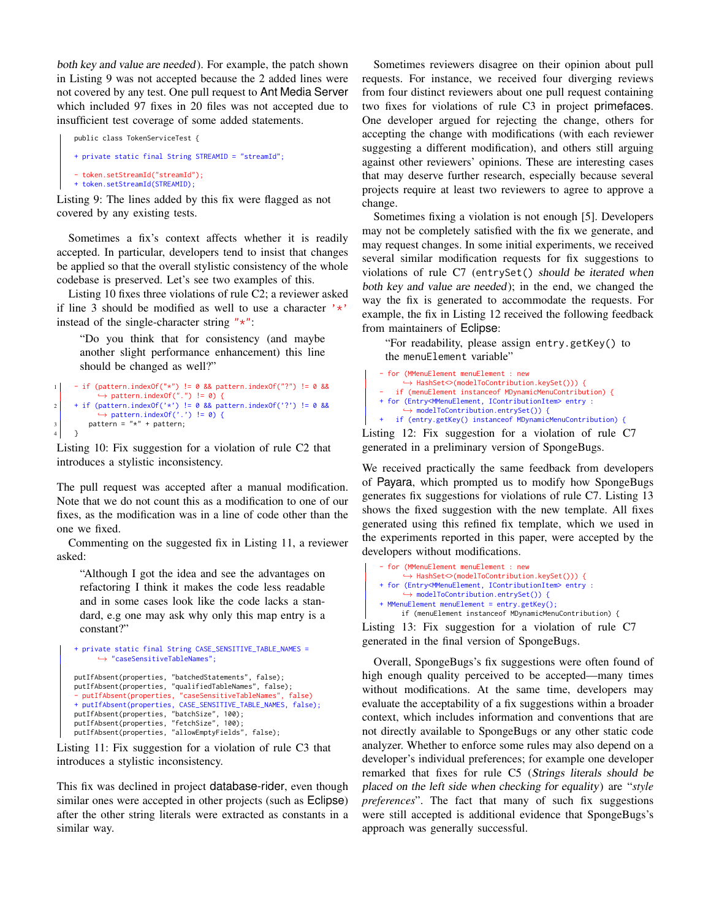*both key and value are needed*). For example, the patch shown in Listing 9 was not accepted because the 2 added lines were not covered by any test. One pull request to Ant Media Server which included 97 fixes in 20 files was not accepted due to insufficient test coverage of some added statements.

```
public class TokenServiceTest {

+ private static final String STREAMID = "streamId";

- token.setStreamId("streamId");
+ token.setStreamId(STREAMID);
```

Listing 9: The lines added by this fix were flagged as not covered by any existing tests.

Sometimes a fix's context affects whether it is readily accepted. In particular, developers tend to insist that changes be applied so that the overall stylistic consistency of the whole codebase is preserved. Let's see two examples of this.

Listing 10 fixes three violations of rule C2; a reviewer asked if line 3 should be modified as well to use a character `'*'` instead of the single-character string `"*"`:

> "Do you think that for consistency (and maybe another slight performance enhancement) this line should be changed as well?"

```
1  - if (pattern.indexOf("*") != 0 && pattern.indexOf("?") != 0 &&
       ↪ pattern.indexOf(".") != 0) {
2  + if (pattern.indexOf('*') != 0 && pattern.indexOf('?') != 0 &&
       ↪ pattern.indexOf('.') != 0) {
3      pattern = "*" + pattern;
4    }
```

Listing 10: Fix suggestion for a violation of rule C2 that introduces a stylistic inconsistency.

The pull request was accepted after a manual modification. Note that we do not count this as a modification to one of our fixes, as the modification was in a line of code other than the one we fixed.

Commenting on the suggested fix in Listing 11, a reviewer asked:

> "Although I got the idea and see the advantages on refactoring I think it makes the code less readable and in some cases look like the code lacks a standard, e.g one may ask why only this map entry is a constant?"

```
+ private static final String CASE_SENSITIVE_TABLE_NAMES =
      ↪ "caseSensitiveTableNames";

putIfAbsent(properties, "batchedStatements", false);
putIfAbsent(properties, "qualifiedTableNames", false);
- putIfAbsent(properties, "caseSensitiveTableNames", false)
+ putIfAbsent(properties, CASE_SENSITIVE_TABLE_NAMES, false);
putIfAbsent(properties, "batchSize", 100);
putIfAbsent(properties, "fetchSize", 100);
putIfAbsent(properties, "allowEmptyFields", false);
```

Listing 11: Fix suggestion for a violation of rule C3 that introduces a stylistic inconsistency.

This fix was declined in project database-rider, even though similar ones were accepted in other projects (such as Eclipse) after the other string literals were extracted as constants in a similar way.

Sometimes reviewers disagree on their opinion about pull requests. For instance, we received four diverging reviews from four distinct reviewers about one pull request containing two fixes for violations of rule C3 in project primefaces. One developer argued for rejecting the change, others for accepting the change with modifications (with each reviewer suggesting a different modification), and others still arguing against other reviewers' opinions. These are interesting cases that may deserve further research, especially because several projects require at least two reviewers to agree to approve a change.

Sometimes fixing a violation is not enough [5]. Developers may not be completely satisfied with the fix we generate, and may request changes. In some initial experiments, we received several similar modification requests for fix suggestions to violations of rule C7 (`entrySet()` *should be iterated when both key and value are needed*); in the end, we changed the way the fix is generated to accommodate the requests. For example, the fix in Listing 12 received the following feedback from maintainers of Eclipse:

> "For readability, please assign `entry.getKey()` to the `menuElement` variable"

```
- for (MMenuElement menuElement : new
      ↪ HashSet<>(modelToContribution.keySet())) {
-   if (menuElement instanceof MDynamicMenuContribution) {
+ for (Entry<MMenuElement, IContributionItem> entry :
      ↪ modelToContribution.entrySet()) {
+   if (entry.getKey() instanceof MDynamicMenuContribution) {
```

Listing 12: Fix suggestion for a violation of rule C7 generated in a preliminary version of SpongeBugs.

We received practically the same feedback from developers of Payara, which prompted us to modify how SpongeBugs generates fix suggestions for violations of rule C7. Listing 13 shows the fixed suggestion with the new template. All fixes generated using this refined fix template, which we used in the experiments reported in this paper, were accepted by the developers without modifications.

```
- for (MMenuElement menuElement : new
      ↪ HashSet<>(modelToContribution.keySet())) {
+ for (Entry<MMenuElement, IContributionItem> entry :
      ↪ modelToContribution.entrySet()) {
+ MMenuElement menuElement = entry.getKey();
    if (menuElement instanceof MDynamicMenuContribution) {
```

Listing 13: Fix suggestion for a violation of rule C7 generated in the final version of SpongeBugs.

Overall, SpongeBugs's fix suggestions were often found of high enough quality perceived to be accepted—many times without modifications. At the same time, developers may evaluate the acceptability of a fix suggestions within a broader context, which includes information and conventions that are not directly available to SpongeBugs or any other static code analyzer. Whether to enforce some rules may also depend on a developer's individual preferences; for example one developer remarked that fixes for rule C5 (*Strings literals should be placed on the left side when checking for equality*) are "*style preferences*". The fact that many of such fix suggestions were still accepted is additional evidence that SpongeBugs's approach was generally successful.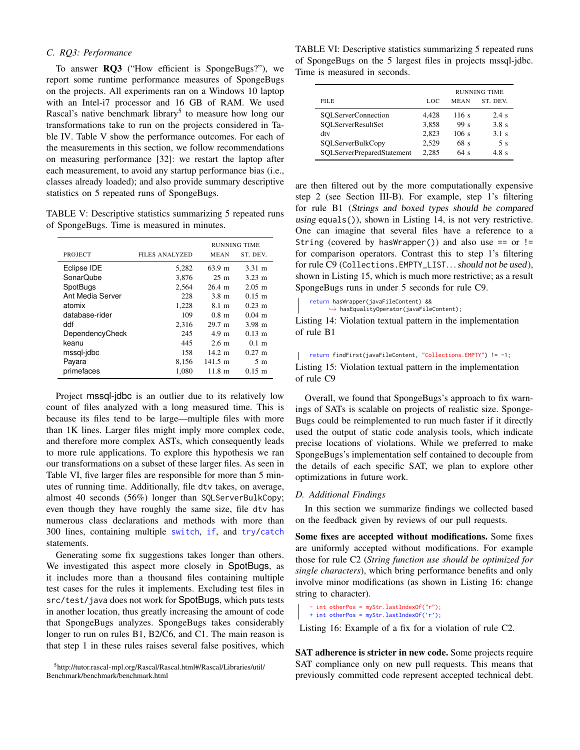### C. RQ3: Performance

To answer **RQ3** ("How efficient is SpongeBugs?"), we report some runtime performance measures of SpongeBugs on the projects. All experiments ran on a Windows 10 laptop with an Intel-i7 processor and 16 GB of RAM. We used Rascal's native benchmark library[5] to measure how long our transformations take to run on the projects considered in Table IV. Table V show the performance outcomes. For each of the measurements in this section, we follow recommendations on measuring performance [32]: we restart the laptop after each measurement, to avoid any startup performance bias (i.e., classes already loaded); and also provide summary descriptive statistics on 5 repeated runs of SpongeBugs.

TABLE V: Descriptive statistics summarizing 5 repeated runs of SpongeBugs. Time is measured in minutes.

| | | RUNNING TIME | |
|---|---|---|---|
| PROJECT | FILES ANALYZED | MEAN | ST. DEV. |
| Eclipse IDE | 5,282 | 63.9 m | 3.31 m |
| SonarQube | 3,876 | 25 m | 3.23 m |
| SpotBugs | 2,564 | 26.4 m | 2.05 m |
| Ant Media Server | 228 | 3.8 m | 0.15 m |
| atomix | 1,228 | 8.1 m | 0.23 m |
| database-rider | 109 | 0.8 m | 0.04 m |
| ddf | 2,316 | 29.7 m | 3.98 m |
| DependencyCheck | 245 | 4.9 m | 0.13 m |
| keanu | 445 | 2.6 m | 0.1 m |
| mssql-jdbc | 158 | 14.2 m | 0.27 m |
| Payara | 8,156 | 141.5 m | 5 m |
| primefaces | 1,080 | 11.8 m | 0.15 m |

Project mssql-jdbc is an outlier due to its relatively low count of files analyzed with a long measured time. This is because its files tend to be large—multiple files with more than 1K lines. Larger files might imply more complex code, and therefore more complex ASTs, which consequently leads to more rule applications. To explore this hypothesis we ran our transformations on a subset of these larger files. As seen in Table VI, five larger files are responsible for more than 5 minutes of running time. Additionally, file `dtv` takes, on average, almost 40 seconds (56%) longer than `SQLServerBulkCopy`; even though they have roughly the same size, file `dtv` has numerous class declarations and methods with more than 300 lines, containing multiple `switch`, `if`, and `try`/`catch` statements.

Generating some fix suggestions takes longer than others. We investigated this aspect more closely in SpotBugs, as it includes more than a thousand files containing multiple test cases for the rules it implements. Excluding test files in `src/test/java` does not work for SpotBugs, which puts tests in another location, thus greatly increasing the amount of code that SpongeBugs analyzes. SpongeBugs takes considerably longer to run on rules B1, B2/C6, and C1. The main reason is that step 1 in these rules raises several false positives, which are then filtered out by the more computationally expensive step 2 (see Section III-B). For example, step 1's filtering for rule B1 (*Strings and boxed types should be compared using* `equals()`), shown in Listing 14, is not very restrictive. One can imagine that several files have a reference to a `String` (covered by `hasWrapper()`) and also use `==` or `!=` for comparison operators. Contrast this to step 1's filtering for rule C9 (`Collections.EMPTY_LIST`... *should not be used*), shown in Listing 15, which is much more restrictive; as a result SpongeBugs runs in under 5 seconds for rule C9.

TABLE VI: Descriptive statistics summarizing 5 repeated runs of SpongeBugs on the 5 largest files in projects mssql-jdbc. Time is measured in seconds.

| | | RUNNING TIME | |
|---|---|---|---|
| FILE | LOC | MEAN | ST. DEV. |
| SQLServerConnection | 4,428 | 116 s | 2.4 s |
| SQLServerResultSet | 3,858 | 99 s | 3.8 s |
| dtv | 2,823 | 106 s | 3.1 s |
| SQLServerBulkCopy | 2,529 | 68 s | 5 s |
| SQLServerPreparedStatement | 2,285 | 64 s | 4.8 s |

```
return hasWrapper(javaFileContent) &&
    ↪ hasEqualityOperator(javaFileContent);
```

Listing 14: Violation textual pattern in the implementation of rule B1

```
return findFirst(javaFileContent, "Collections.EMPTY") != -1;
```

Listing 15: Violation textual pattern in the implementation of rule C9

Overall, we found that SpongeBugs's approach to fix warnings of SATs is scalable on projects of realistic size. SpongeBugs could be reimplemented to run much faster if it directly used the output of static code analysis tools, which indicate precise locations of violations. While we preferred to make SpongeBugs's implementation self contained to decouple from the details of each specific SAT, we plan to explore other optimizations in future work.

### D. Additional Findings

In this section we summarize findings we collected based on the feedback given by reviews of our pull requests.

**Some fixes are accepted without modifications.** Some fixes are uniformly accepted without modifications. For example those for rule C2 (*String function use should be optimized for single characters*), which bring performance benefits and only involve minor modifications (as shown in Listing 16: change string to character).

```
- int otherPos = myStr.lastIndexOf("r");
+ int otherPos = myStr.lastIndexOf('r');
```

Listing 16: Example of a fix for a violation of rule C2.

**SAT adherence is stricter in new code.** Some projects require SAT compliance only on new pull requests. This means that previously committed code represent accepted technical debt.

[5] http://tutor.rascal-mpl.org/Rascal/Rascal.html#/Rascal/Libraries/util/Benchmark/benchmark/benchmark.html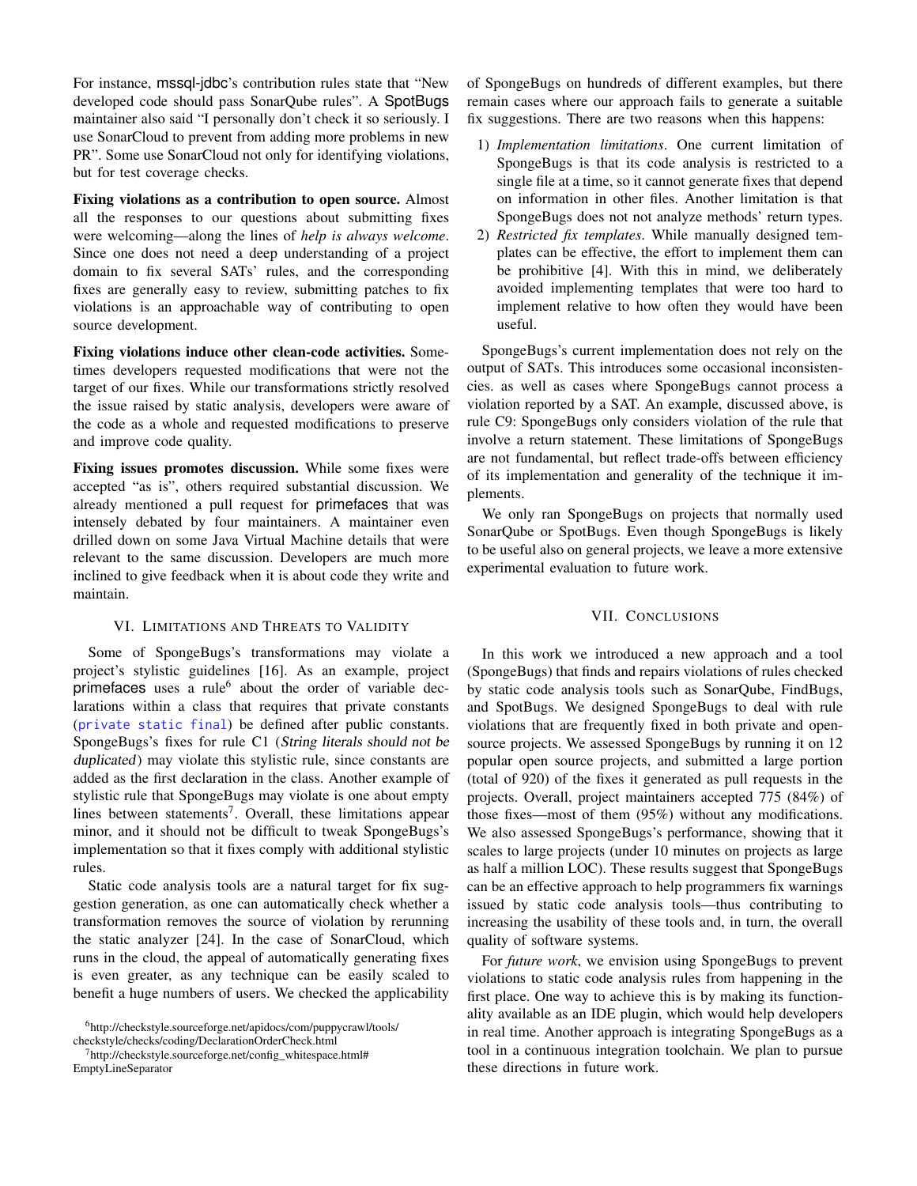For instance, mssql-jdbc's contribution rules state that "New developed code should pass SonarQube rules". A SpotBugs maintainer also said "I personally don't check it so seriously. I use SonarCloud to prevent from adding more problems in new PR". Some use SonarCloud not only for identifying violations, but for test coverage checks.

**Fixing violations as a contribution to open source.** Almost all the responses to our questions about submitting fixes were welcoming—along the lines of *help is always welcome*. Since one does not need a deep understanding of a project domain to fix several SATs' rules, and the corresponding fixes are generally easy to review, submitting patches to fix violations is an approachable way of contributing to open source development.

**Fixing violations induce other clean-code activities.** Sometimes developers requested modifications that were not the target of our fixes. While our transformations strictly resolved the issue raised by static analysis, developers were aware of the code as a whole and requested modifications to preserve and improve code quality.

**Fixing issues promotes discussion.** While some fixes were accepted "as is", others required substantial discussion. We already mentioned a pull request for primefaces that was intensely debated by four maintainers. A maintainer even drilled down on some Java Virtual Machine details that were relevant to the same discussion. Developers are much more inclined to give feedback when it is about code they write and maintain.

## VI. Limitations and Threats to Validity

Some of SpongeBugs's transformations may violate a project's stylistic guidelines [16]. As an example, project primefaces uses a rule[6] about the order of variable declarations within a class that requires that private constants (`private static final`) be defined after public constants. SpongeBugs's fixes for rule C1 (*String literals should not be duplicated*) may violate this stylistic rule, since constants are added as the first declaration in the class. Another example of stylistic rule that SpongeBugs may violate is one about empty lines between statements[7]. Overall, these limitations appear minor, and it should not be difficult to tweak SpongeBugs's implementation so that it fixes comply with additional stylistic rules.

Static code analysis tools are a natural target for fix suggestion generation, as one can automatically check whether a transformation removes the source of violation by rerunning the static analyzer [24]. In the case of SonarCloud, which runs in the cloud, the appeal of automatically generating fixes is even greater, as any technique can be easily scaled to benefit a huge numbers of users. We checked the applicability of SpongeBugs on hundreds of different examples, but there remain cases where our approach fails to generate a suitable fix suggestions. There are two reasons when this happens:

1) *Implementation limitations*. One current limitation of SpongeBugs is that its code analysis is restricted to a single file at a time, so it cannot generate fixes that depend on information in other files. Another limitation is that SpongeBugs does not not analyze methods' return types.
2) *Restricted fix templates*. While manually designed templates can be effective, the effort to implement them can be prohibitive [4]. With this in mind, we deliberately avoided implementing templates that were too hard to implement relative to how often they would have been useful.

SpongeBugs's current implementation does not rely on the output of SATs. This introduces some occasional inconsistencies. as well as cases where SpongeBugs cannot process a violation reported by a SAT. An example, discussed above, is rule C9: SpongeBugs only considers violation of the rule that involve a return statement. These limitations of SpongeBugs are not fundamental, but reflect trade-offs between efficiency of its implementation and generality of the technique it implements.

We only ran SpongeBugs on projects that normally used SonarQube or SpotBugs. Even though SpongeBugs is likely to be useful also on general projects, we leave a more extensive experimental evaluation to future work.

## VII. Conclusions

In this work we introduced a new approach and a tool (SpongeBugs) that finds and repairs violations of rules checked by static code analysis tools such as SonarQube, FindBugs, and SpotBugs. We designed SpongeBugs to deal with rule violations that are frequently fixed in both private and open-source projects. We assessed SpongeBugs by running it on 12 popular open source projects, and submitted a large portion (total of 920) of the fixes it generated as pull requests in the projects. Overall, project maintainers accepted 775 (84%) of those fixes—most of them (95%) without any modifications. We also assessed SpongeBugs's performance, showing that it scales to large projects (under 10 minutes on projects as large as half a million LOC). These results suggest that SpongeBugs can be an effective approach to help programmers fix warnings issued by static code analysis tools—thus contributing to increasing the usability of these tools and, in turn, the overall quality of software systems.

For *future work*, we envision using SpongeBugs to prevent violations to static code analysis rules from happening in the first place. One way to achieve this is by making its functionality available as an IDE plugin, which would help developers in real time. Another approach is integrating SpongeBugs as a tool in a continuous integration toolchain. We plan to pursue these directions in future work.

[6] http://checkstyle.sourceforge.net/apidocs/com/puppycrawl/tools/checkstyle/checks/coding/DeclarationOrderCheck.html

[7] http://checkstyle.sourceforge.net/config_whitespace.html#EmptyLineSeparator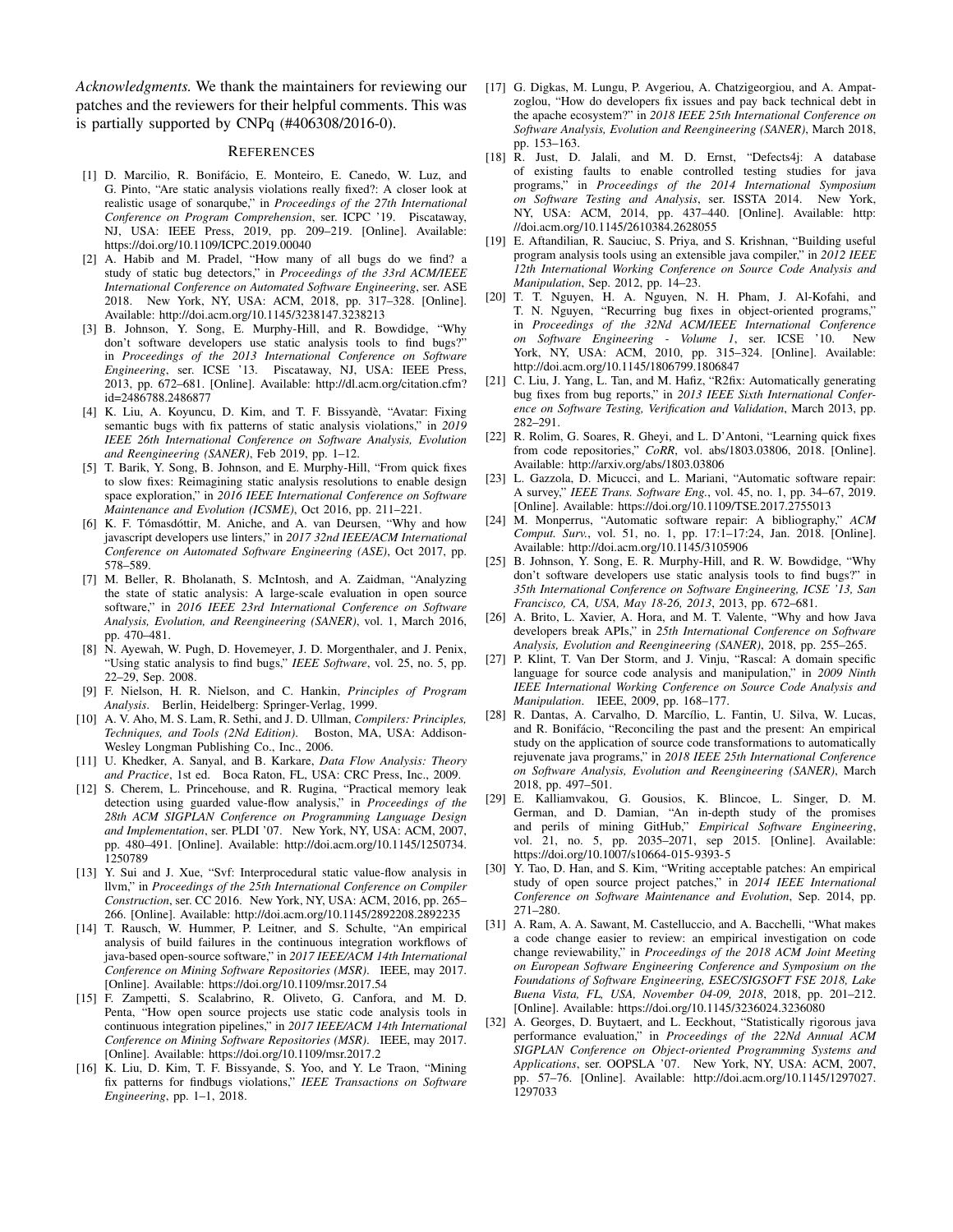*Acknowledgments.* We thank the maintainers for reviewing our patches and the reviewers for their helpful comments. This was is partially supported by CNPq (#406308/2016-0).

## References

[1] D. Marcilio, R. Bonifácio, E. Monteiro, E. Canedo, W. Luz, and G. Pinto, "Are static analysis violations really fixed?: A closer look at realistic usage of sonarqube," in *Proceedings of the 27th International Conference on Program Comprehension*, ser. ICPC '19. Piscataway, NJ, USA: IEEE Press, 2019, pp. 209–219. [Online]. Available: https://doi.org/10.1109/ICPC.2019.00040

[2] A. Habib and M. Pradel, "How many of all bugs do we find? a study of static bug detectors," in *Proceedings of the 33rd ACM/IEEE International Conference on Automated Software Engineering*, ser. ASE 2018. New York, NY, USA: ACM, 2018, pp. 317–328. [Online]. Available: http://doi.acm.org/10.1145/3238147.3238213

[3] B. Johnson, Y. Song, E. Murphy-Hill, and R. Bowdidge, "Why don't software developers use static analysis tools to find bugs?" in *Proceedings of the 2013 International Conference on Software Engineering*, ser. ICSE '13. Piscataway, NJ, USA: IEEE Press, 2013, pp. 672–681. [Online]. Available: http://dl.acm.org/citation.cfm?id=2486788.2486877

[4] K. Liu, A. Koyuncu, D. Kim, and T. F. Bissyandè, "Avatar: Fixing semantic bugs with fix patterns of static analysis violations," in *2019 IEEE 26th International Conference on Software Analysis, Evolution and Reengineering (SANER)*, Feb 2019, pp. 1–12.

[5] T. Barik, Y. Song, B. Johnson, and E. Murphy-Hill, "From quick fixes to slow fixes: Reimagining static analysis resolutions to enable design space exploration," in *2016 IEEE International Conference on Software Maintenance and Evolution (ICSME)*, Oct 2016, pp. 211–221.

[6] K. F. Tómasdóttir, M. Aniche, and A. van Deursen, "Why and how javascript developers use linters," in *2017 32nd IEEE/ACM International Conference on Automated Software Engineering (ASE)*, Oct 2017, pp. 578–589.

[7] M. Beller, R. Bholanath, S. McIntosh, and A. Zaidman, "Analyzing the state of static analysis: A large-scale evaluation in open source software," in *2016 IEEE 23rd International Conference on Software Analysis, Evolution, and Reengineering (SANER)*, vol. 1, March 2016, pp. 470–481.

[8] N. Ayewah, W. Pugh, D. Hovemeyer, J. D. Morgenthaler, and J. Penix, "Using static analysis to find bugs," *IEEE Software*, vol. 25, no. 5, pp. 22–29, Sep. 2008.

[9] F. Nielson, H. R. Nielson, and C. Hankin, *Principles of Program Analysis*. Berlin, Heidelberg: Springer-Verlag, 1999.

[10] A. V. Aho, M. S. Lam, R. Sethi, and J. D. Ullman, *Compilers: Principles, Techniques, and Tools (2Nd Edition)*. Boston, MA, USA: Addison-Wesley Longman Publishing Co., Inc., 2006.

[11] U. Khedker, A. Sanyal, and B. Karkare, *Data Flow Analysis: Theory and Practice*, 1st ed. Boca Raton, FL, USA: CRC Press, Inc., 2009.

[12] S. Cherem, L. Princehouse, and R. Rugina, "Practical memory leak detection using guarded value-flow analysis," in *Proceedings of the 28th ACM SIGPLAN Conference on Programming Language Design and Implementation*, ser. PLDI '07. New York, NY, USA: ACM, 2007, pp. 480–491. [Online]. Available: http://doi.acm.org/10.1145/1250734.1250789

[13] Y. Sui and J. Xue, "Svf: Interprocedural static value-flow analysis in llvm," in *Proceedings of the 25th International Conference on Compiler Construction*, ser. CC 2016. New York, NY, USA: ACM, 2016, pp. 265–266. [Online]. Available: http://doi.acm.org/10.1145/2892208.2892235

[14] T. Rausch, W. Hummer, P. Leitner, and S. Schulte, "An empirical analysis of build failures in the continuous integration workflows of java-based open-source software," in *2017 IEEE/ACM 14th International Conference on Mining Software Repositories (MSR)*. IEEE, may 2017. [Online]. Available: https://doi.org/10.1109/msr.2017.54

[15] F. Zampetti, S. Scalabrino, R. Oliveto, G. Canfora, and M. D. Penta, "How open source projects use static code analysis tools in continuous integration pipelines," in *2017 IEEE/ACM 14th International Conference on Mining Software Repositories (MSR)*. IEEE, may 2017. [Online]. Available: https://doi.org/10.1109/msr.2017.2

[16] K. Liu, D. Kim, T. F. Bissyande, S. Yoo, and Y. Le Traon, "Mining fix patterns for findbugs violations," *IEEE Transactions on Software Engineering*, pp. 1–1, 2018.

[17] G. Digkas, M. Lungu, P. Avgeriou, A. Chatzigeorgiou, and A. Ampatzoglou, "How do developers fix issues and pay back technical debt in the apache ecosystem?" in *2018 IEEE 25th International Conference on Software Analysis, Evolution and Reengineering (SANER)*, March 2018, pp. 153–163.

[18] R. Just, D. Jalali, and M. D. Ernst, "Defects4j: A database of existing faults to enable controlled testing studies for java programs," in *Proceedings of the 2014 International Symposium on Software Testing and Analysis*, ser. ISSTA 2014. New York, NY, USA: ACM, 2014, pp. 437–440. [Online]. Available: http://doi.acm.org/10.1145/2610384.2628055

[19] E. Aftandilian, R. Sauciuc, S. Priya, and S. Krishnan, "Building useful program analysis tools using an extensible java compiler," in *2012 IEEE 12th International Working Conference on Source Code Analysis and Manipulation*, Sep. 2012, pp. 14–23.

[20] T. T. Nguyen, H. A. Nguyen, N. H. Pham, J. Al-Kofahi, and T. N. Nguyen, "Recurring bug fixes in object-oriented programs," in *Proceedings of the 32Nd ACM/IEEE International Conference on Software Engineering - Volume 1*, ser. ICSE '10. New York, NY, USA: ACM, 2010, pp. 315–324. [Online]. Available: http://doi.acm.org/10.1145/1806799.1806847

[21] C. Liu, J. Yang, L. Tan, and M. Hafiz, "R2fix: Automatically generating bug fixes from bug reports," in *2013 IEEE Sixth International Conference on Software Testing, Verification and Validation*, March 2013, pp. 282–291.

[22] R. Rolim, G. Soares, R. Gheyi, and L. D'Antoni, "Learning quick fixes from code repositories," *CoRR*, vol. abs/1803.03806, 2018. [Online]. Available: http://arxiv.org/abs/1803.03806

[23] L. Gazzola, D. Micucci, and L. Mariani, "Automatic software repair: A survey," *IEEE Trans. Software Eng.*, vol. 45, no. 1, pp. 34–67, 2019. [Online]. Available: https://doi.org/10.1109/TSE.2017.2755013

[24] M. Monperrus, "Automatic software repair: A bibliography," *ACM Comput. Surv.*, vol. 51, no. 1, pp. 17:1–17:24, Jan. 2018. [Online]. Available: http://doi.acm.org/10.1145/3105906

[25] B. Johnson, Y. Song, E. R. Murphy-Hill, and R. W. Bowdidge, "Why don't software developers use static analysis tools to find bugs?" in *35th International Conference on Software Engineering, ICSE '13, San Francisco, CA, USA, May 18-26, 2013*, 2013, pp. 672–681.

[26] A. Brito, L. Xavier, A. Hora, and M. T. Valente, "Why and how Java developers break APIs," in *25th International Conference on Software Analysis, Evolution and Reengineering (SANER)*, 2018, pp. 255–265.

[27] P. Klint, T. Van Der Storm, and J. Vinju, "Rascal: A domain specific language for source code analysis and manipulation," in *2009 Ninth IEEE International Working Conference on Source Code Analysis and Manipulation*. IEEE, 2009, pp. 168–177.

[28] R. Dantas, A. Carvalho, D. Marcílio, L. Fantin, U. Silva, W. Lucas, and R. Bonifácio, "Reconciling the past and the present: An empirical study on the application of source code transformations to automatically rejuvenate java programs," in *2018 IEEE 25th International Conference on Software Analysis, Evolution and Reengineering (SANER)*, March 2018, pp. 497–501.

[29] E. Kalliamvakou, G. Gousios, K. Blincoe, L. Singer, D. M. German, and D. Damian, "An in-depth study of the promises and perils of mining GitHub," *Empirical Software Engineering*, vol. 21, no. 5, pp. 2035–2071, sep 2015. [Online]. Available: https://doi.org/10.1007/s10664-015-9393-5

[30] Y. Tao, D. Han, and S. Kim, "Writing acceptable patches: An empirical study of open source project patches," in *2014 IEEE International Conference on Software Maintenance and Evolution*, Sep. 2014, pp. 271–280.

[31] A. Ram, A. A. Sawant, M. Castelluccio, and A. Bacchelli, "What makes a code change easier to review: an empirical investigation on code change reviewability," in *Proceedings of the 2018 ACM Joint Meeting on European Software Engineering Conference and Symposium on the Foundations of Software Engineering, ESEC/SIGSOFT FSE 2018, Lake Buena Vista, FL, USA, November 04-09, 2018*, 2018, pp. 201–212. [Online]. Available: https://doi.org/10.1145/3236024.3236080

[32] A. Georges, D. Buytaert, and L. Eeckhout, "Statistically rigorous java performance evaluation," in *Proceedings of the 22Nd Annual ACM SIGPLAN Conference on Object-oriented Programming Systems and Applications*, ser. OOPSLA '07. New York, NY, USA: ACM, 2007, pp. 57–76. [Online]. Available: http://doi.acm.org/10.1145/1297027.1297033